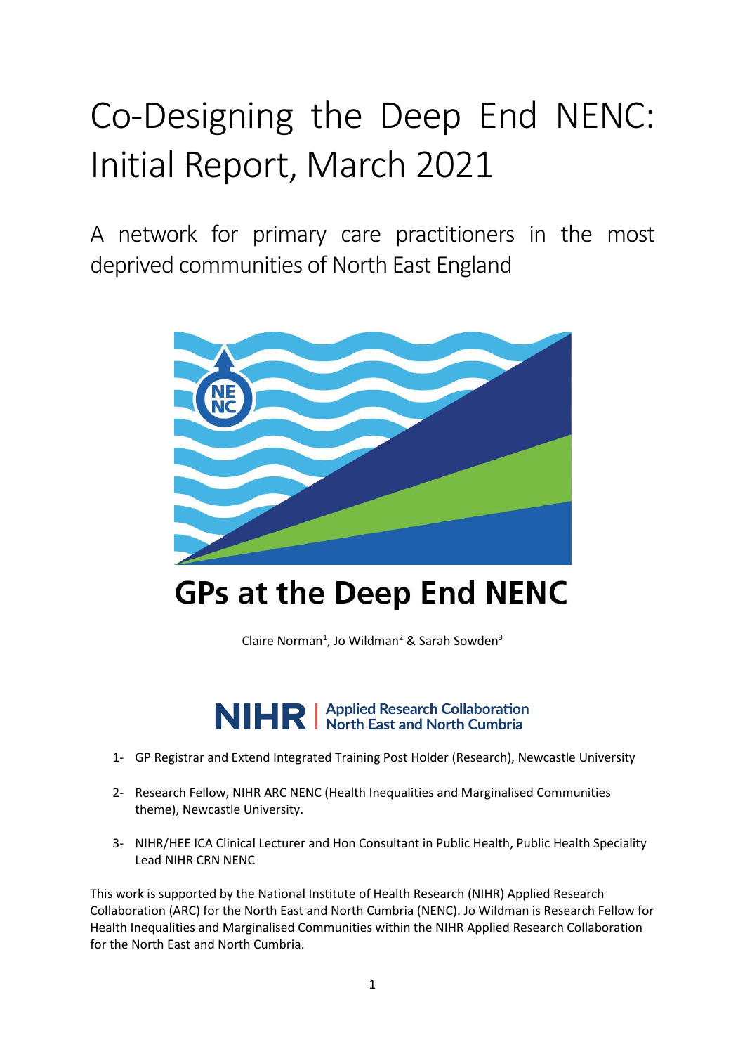# Co-Designing the Deep End NENC: Initial Report, March 2021

A network for primary care practitioners in the most deprived communities of North East England

GPs at the Deep End NENC

Claire Norman[1], Jo Wildman[2] & Sarah Sowden[3]

NIHR | Applied Research Collaboration North East and North Cumbria

1- GP Registrar and Extend Integrated Training Post Holder (Research), Newcastle University

2- Research Fellow, NIHR ARC NENC (Health Inequalities and Marginalised Communities theme), Newcastle University.

3- NIHR/HEE ICA Clinical Lecturer and Hon Consultant in Public Health, Public Health Speciality Lead NIHR CRN NENC

This work is supported by the National Institute of Health Research (NIHR) Applied Research Collaboration (ARC) for the North East and North Cumbria (NENC). Jo Wildman is Research Fellow for Health Inequalities and Marginalised Communities within the NIHR Applied Research Collaboration for the North East and North Cumbria.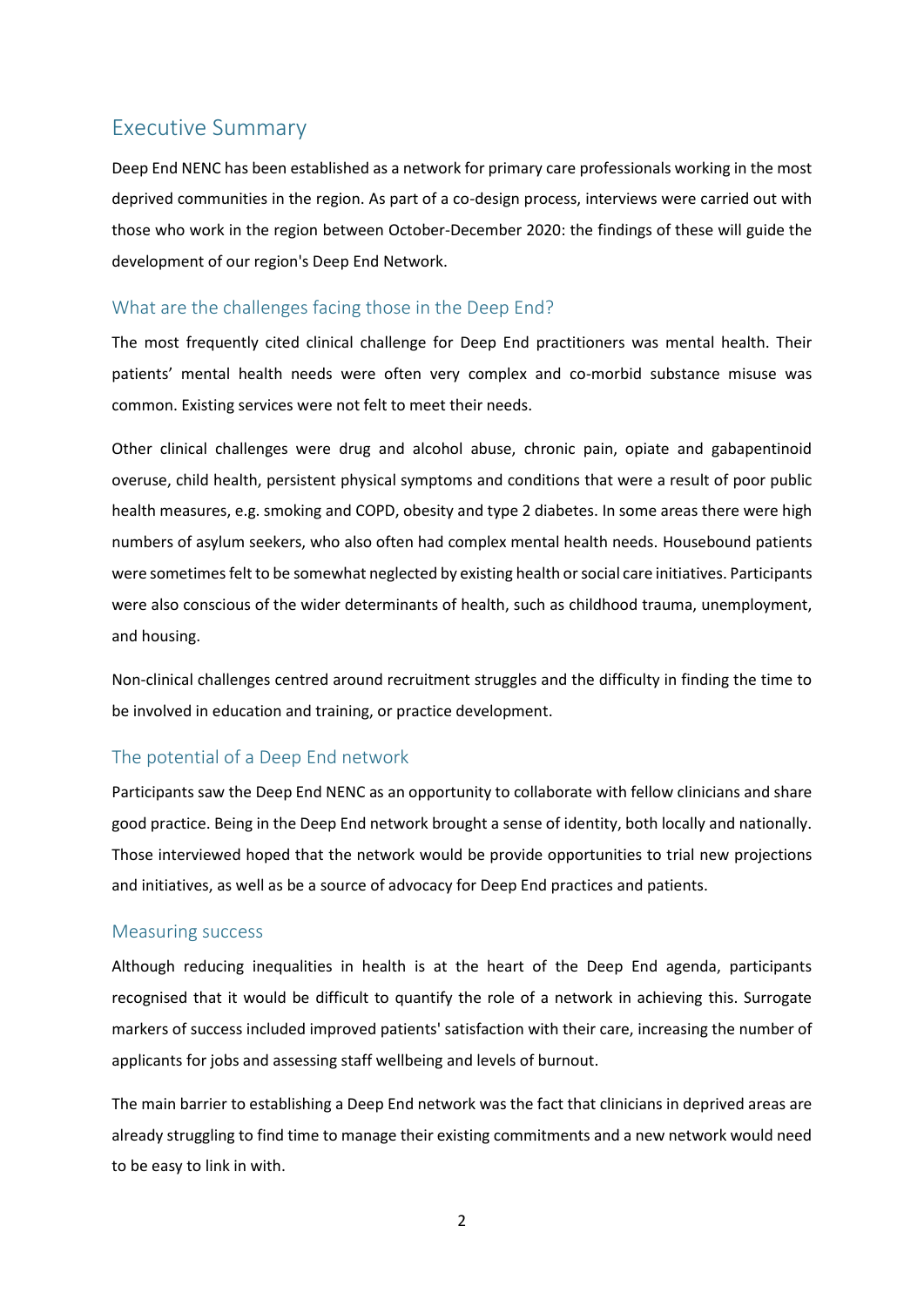# Executive Summary

Deep End NENC has been established as a network for primary care professionals working in the most deprived communities in the region. As part of a co-design process, interviews were carried out with those who work in the region between October-December 2020: the findings of these will guide the development of our region's Deep End Network.

## What are the challenges facing those in the Deep End?

The most frequently cited clinical challenge for Deep End practitioners was mental health. Their patients' mental health needs were often very complex and co-morbid substance misuse was common. Existing services were not felt to meet their needs.

Other clinical challenges were drug and alcohol abuse, chronic pain, opiate and gabapentinoid overuse, child health, persistent physical symptoms and conditions that were a result of poor public health measures, e.g. smoking and COPD, obesity and type 2 diabetes. In some areas there were high numbers of asylum seekers, who also often had complex mental health needs. Housebound patients were sometimes felt to be somewhat neglected by existing health or social care initiatives. Participants were also conscious of the wider determinants of health, such as childhood trauma, unemployment, and housing.

Non-clinical challenges centred around recruitment struggles and the difficulty in finding the time to be involved in education and training, or practice development.

## The potential of a Deep End network

Participants saw the Deep End NENC as an opportunity to collaborate with fellow clinicians and share good practice. Being in the Deep End network brought a sense of identity, both locally and nationally. Those interviewed hoped that the network would be provide opportunities to trial new projections and initiatives, as well as be a source of advocacy for Deep End practices and patients.

## Measuring success

Although reducing inequalities in health is at the heart of the Deep End agenda, participants recognised that it would be difficult to quantify the role of a network in achieving this. Surrogate markers of success included improved patients' satisfaction with their care, increasing the number of applicants for jobs and assessing staff wellbeing and levels of burnout.

The main barrier to establishing a Deep End network was the fact that clinicians in deprived areas are already struggling to find time to manage their existing commitments and a new network would need to be easy to link in with.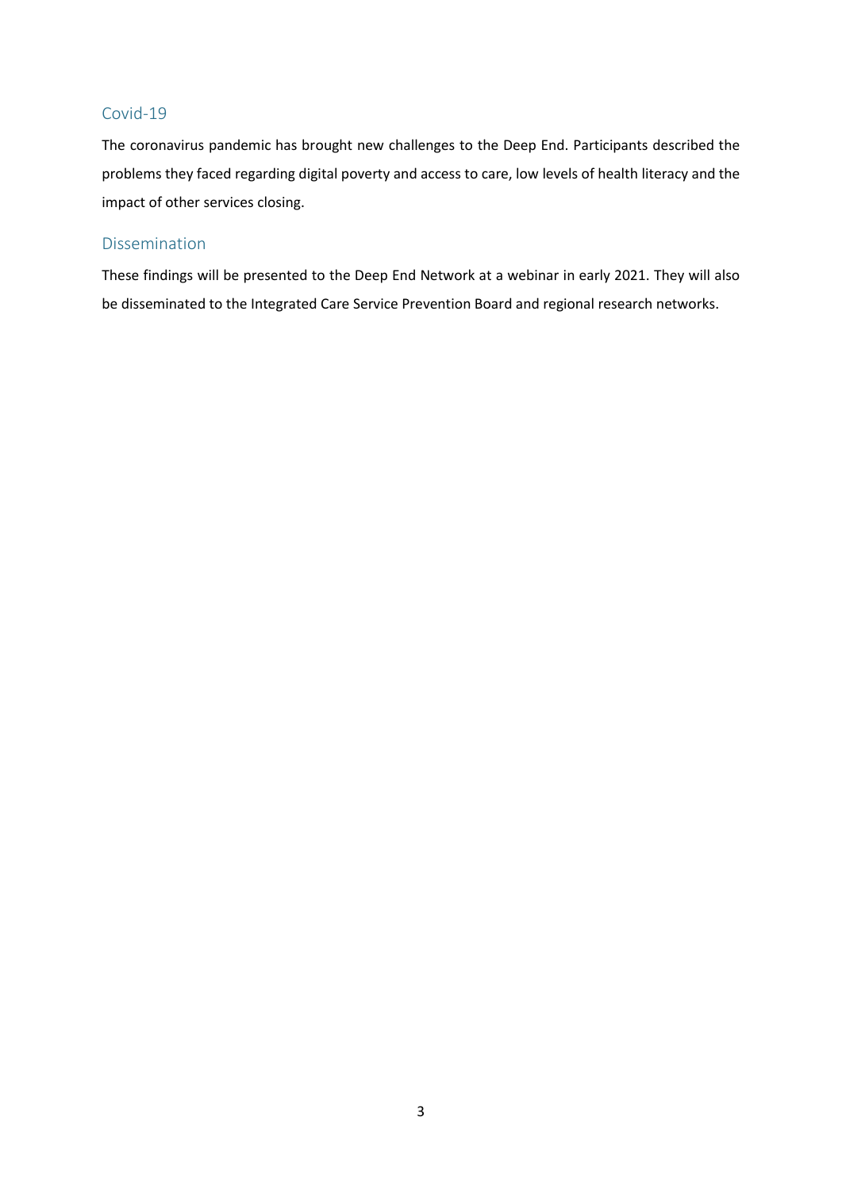## Covid-19

The coronavirus pandemic has brought new challenges to the Deep End. Participants described the problems they faced regarding digital poverty and access to care, low levels of health literacy and the impact of other services closing.

## Dissemination

These findings will be presented to the Deep End Network at a webinar in early 2021. They will also be disseminated to the Integrated Care Service Prevention Board and regional research networks.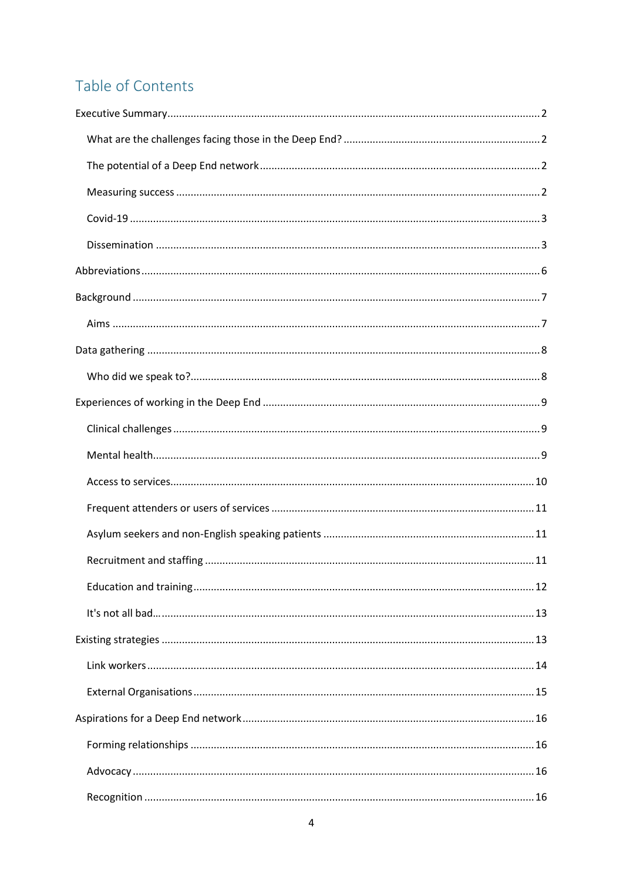# Table of Contents

- Executive Summary ... 2
  - What are the challenges facing those in the Deep End? ... 2
  - The potential of a Deep End network ... 2
  - Measuring success ... 2
  - Covid-19 ... 3
  - Dissemination ... 3
- Abbreviations ... 6
- Background ... 7
  - Aims ... 7
- Data gathering ... 8
  - Who did we speak to? ... 8
- Experiences of working in the Deep End ... 9
  - Clinical challenges ... 9
  - Mental health ... 9
  - Access to services ... 10
  - Frequent attenders or users of services ... 11
  - Asylum seekers and non-English speaking patients ... 11
  - Recruitment and staffing ... 11
  - Education and training ... 12
  - It's not all bad… ... 13
- Existing strategies ... 13
  - Link workers ... 14
  - External Organisations ... 15
- Aspirations for a Deep End network ... 16
  - Forming relationships ... 16
  - Advocacy ... 16
  - Recognition ... 16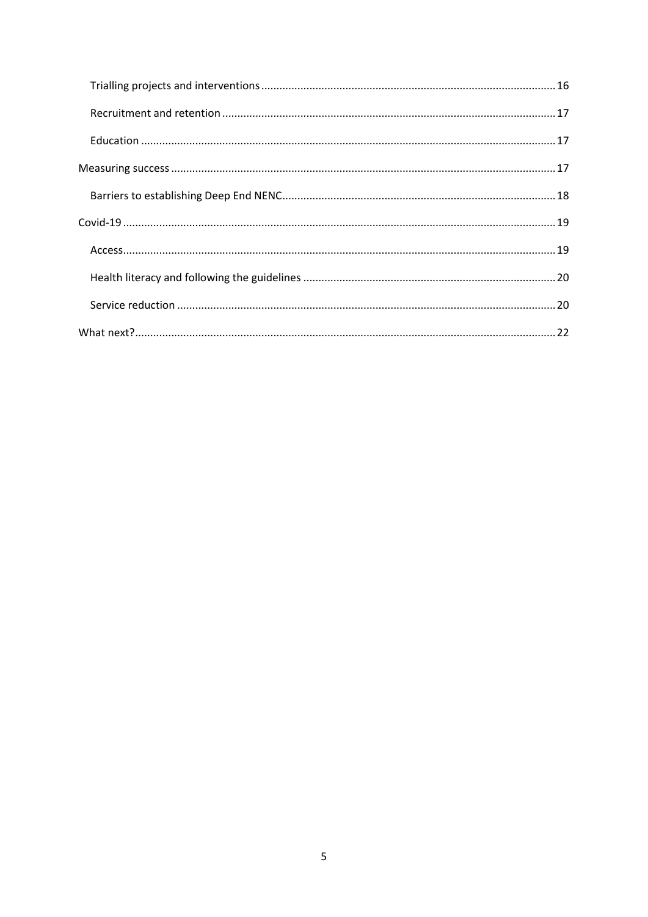Trialling projects and interventions ..... 16

Recruitment and retention ..... 17

Education ..... 17

Measuring success ..... 17

Barriers to establishing Deep End NENC ..... 18

Covid-19 ..... 19

Access ..... 19

Health literacy and following the guidelines ..... 20

Service reduction ..... 20

What next? ..... 22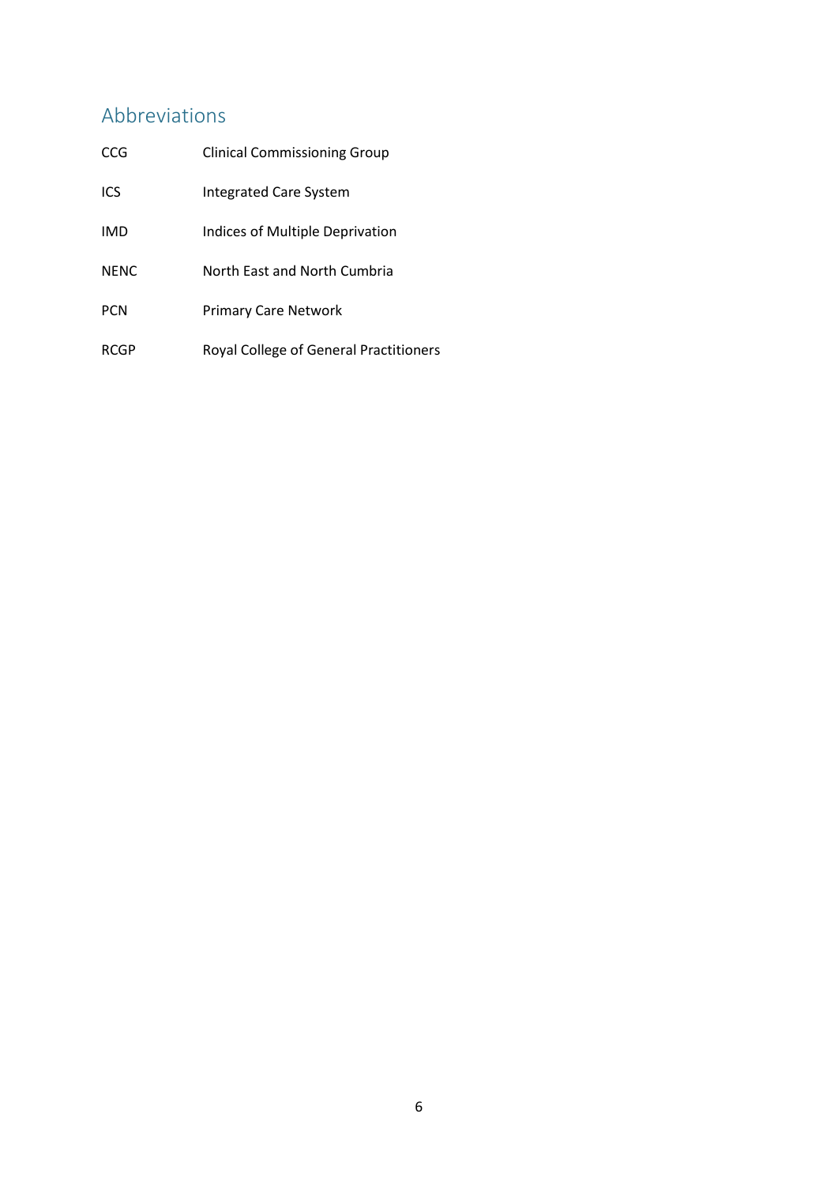## Abbreviations

| | |
|---|---|
| CCG | Clinical Commissioning Group |
| ICS | Integrated Care System |
| IMD | Indices of Multiple Deprivation |
| NENC | North East and North Cumbria |
| PCN | Primary Care Network |
| RCGP | Royal College of General Practitioners |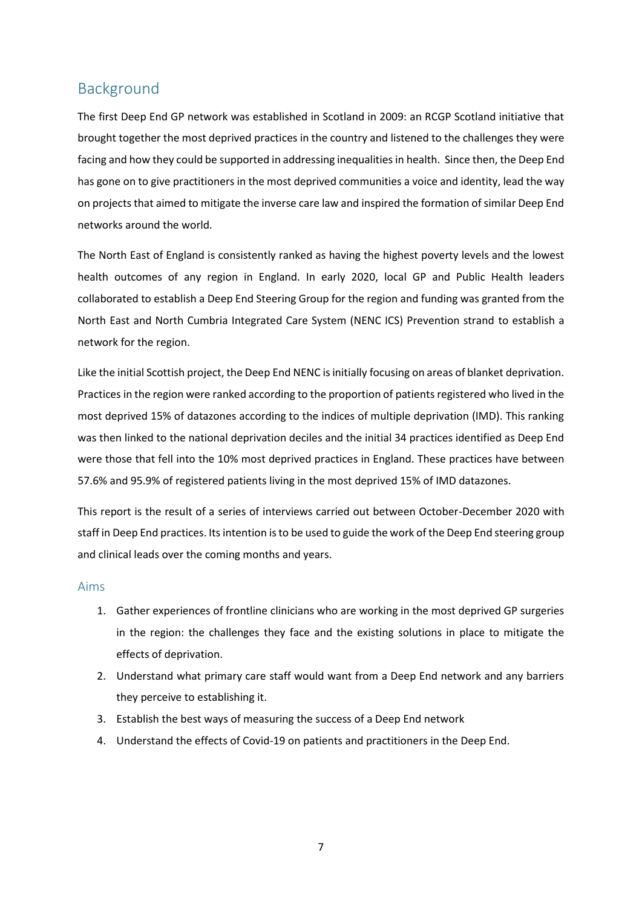## Background

The first Deep End GP network was established in Scotland in 2009: an RCGP Scotland initiative that brought together the most deprived practices in the country and listened to the challenges they were facing and how they could be supported in addressing inequalities in health. Since then, the Deep End has gone on to give practitioners in the most deprived communities a voice and identity, lead the way on projects that aimed to mitigate the inverse care law and inspired the formation of similar Deep End networks around the world.

The North East of England is consistently ranked as having the highest poverty levels and the lowest health outcomes of any region in England. In early 2020, local GP and Public Health leaders collaborated to establish a Deep End Steering Group for the region and funding was granted from the North East and North Cumbria Integrated Care System (NENC ICS) Prevention strand to establish a network for the region.

Like the initial Scottish project, the Deep End NENC is initially focusing on areas of blanket deprivation. Practices in the region were ranked according to the proportion of patients registered who lived in the most deprived 15% of datazones according to the indices of multiple deprivation (IMD). This ranking was then linked to the national deprivation deciles and the initial 34 practices identified as Deep End were those that fell into the 10% most deprived practices in England. These practices have between 57.6% and 95.9% of registered patients living in the most deprived 15% of IMD datazones.

This report is the result of a series of interviews carried out between October-December 2020 with staff in Deep End practices. Its intention is to be used to guide the work of the Deep End steering group and clinical leads over the coming months and years.

### Aims

1. Gather experiences of frontline clinicians who are working in the most deprived GP surgeries in the region: the challenges they face and the existing solutions in place to mitigate the effects of deprivation.
2. Understand what primary care staff would want from a Deep End network and any barriers they perceive to establishing it.
3. Establish the best ways of measuring the success of a Deep End network
4. Understand the effects of Covid-19 on patients and practitioners in the Deep End.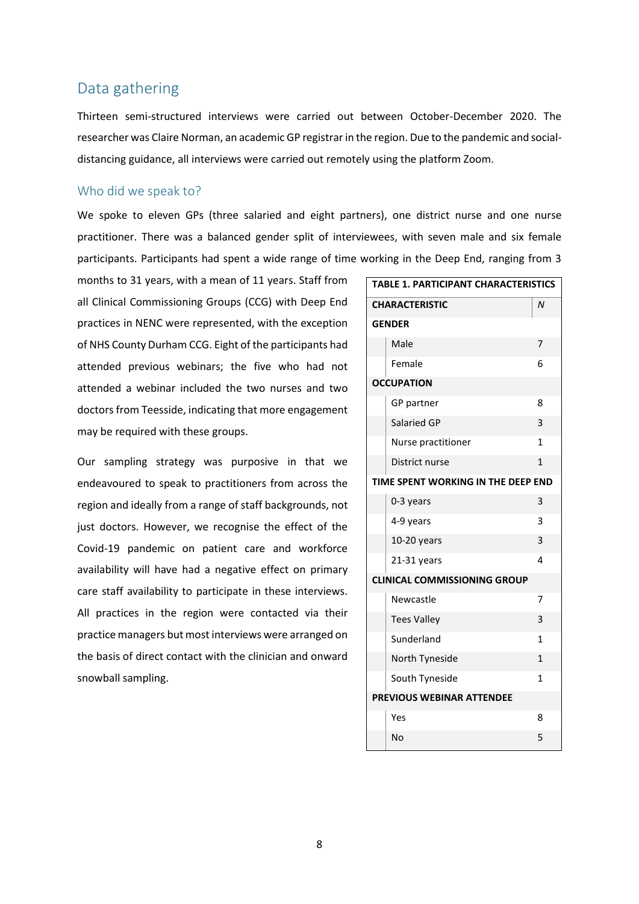## Data gathering

Thirteen semi-structured interviews were carried out between October-December 2020. The researcher was Claire Norman, an academic GP registrar in the region. Due to the pandemic and social-distancing guidance, all interviews were carried out remotely using the platform Zoom.

### Who did we speak to?

We spoke to eleven GPs (three salaried and eight partners), one district nurse and one nurse practitioner. There was a balanced gender split of interviewees, with seven male and six female participants. Participants had spent a wide range of time working in the Deep End, ranging from 3 months to 31 years, with a mean of 11 years. Staff from all Clinical Commissioning Groups (CCG) with Deep End practices in NENC were represented, with the exception of NHS County Durham CCG. Eight of the participants had attended previous webinars; the five who had not attended a webinar included the two nurses and two doctors from Teesside, indicating that more engagement may be required with these groups.

Our sampling strategy was purposive in that we endeavoured to speak to practitioners from across the region and ideally from a range of staff backgrounds, not just doctors. However, we recognise the effect of the Covid-19 pandemic on patient care and workforce availability will have had a negative effect on primary care staff availability to participate in these interviews. All practices in the region were contacted via their practice managers but most interviews were arranged on the basis of direct contact with the clinician and onward snowball sampling.

**TABLE 1. PARTICIPANT CHARACTERISTICS**

| CHARACTERISTIC | *N* |
|---|---|
| **GENDER** | |
| Male | 7 |
| Female | 6 |
| **OCCUPATION** | |
| GP partner | 8 |
| Salaried GP | 3 |
| Nurse practitioner | 1 |
| District nurse | 1 |
| **TIME SPENT WORKING IN THE DEEP END** | |
| 0-3 years | 3 |
| 4-9 years | 3 |
| 10-20 years | 3 |
| 21-31 years | 4 |
| **CLINICAL COMMISSIONING GROUP** | |
| Newcastle | 7 |
| Tees Valley | 3 |
| Sunderland | 1 |
| North Tyneside | 1 |
| South Tyneside | 1 |
| **PREVIOUS WEBINAR ATTENDEE** | |
| Yes | 8 |
| No | 5 |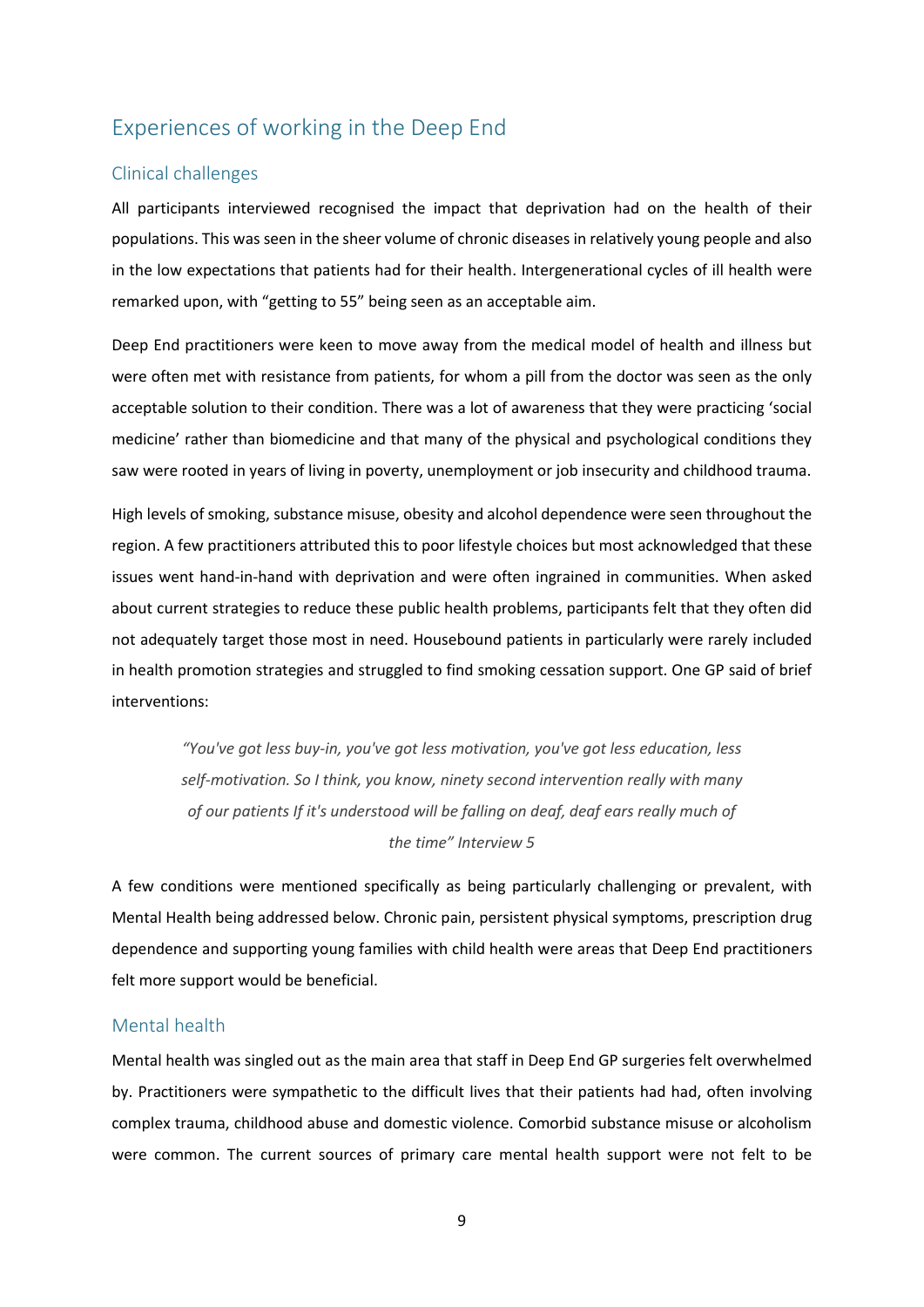## Experiences of working in the Deep End

### Clinical challenges

All participants interviewed recognised the impact that deprivation had on the health of their populations. This was seen in the sheer volume of chronic diseases in relatively young people and also in the low expectations that patients had for their health. Intergenerational cycles of ill health were remarked upon, with "getting to 55" being seen as an acceptable aim.

Deep End practitioners were keen to move away from the medical model of health and illness but were often met with resistance from patients, for whom a pill from the doctor was seen as the only acceptable solution to their condition. There was a lot of awareness that they were practicing 'social medicine' rather than biomedicine and that many of the physical and psychological conditions they saw were rooted in years of living in poverty, unemployment or job insecurity and childhood trauma.

High levels of smoking, substance misuse, obesity and alcohol dependence were seen throughout the region. A few practitioners attributed this to poor lifestyle choices but most acknowledged that these issues went hand-in-hand with deprivation and were often ingrained in communities. When asked about current strategies to reduce these public health problems, participants felt that they often did not adequately target those most in need. Housebound patients in particularly were rarely included in health promotion strategies and struggled to find smoking cessation support. One GP said of brief interventions:

> *"You've got less buy-in, you've got less motivation, you've got less education, less self-motivation. So I think, you know, ninety second intervention really with many of our patients If it's understood will be falling on deaf, deaf ears really much of the time" Interview 5*

A few conditions were mentioned specifically as being particularly challenging or prevalent, with Mental Health being addressed below. Chronic pain, persistent physical symptoms, prescription drug dependence and supporting young families with child health were areas that Deep End practitioners felt more support would be beneficial.

### Mental health

Mental health was singled out as the main area that staff in Deep End GP surgeries felt overwhelmed by. Practitioners were sympathetic to the difficult lives that their patients had had, often involving complex trauma, childhood abuse and domestic violence. Comorbid substance misuse or alcoholism were common. The current sources of primary care mental health support were not felt to be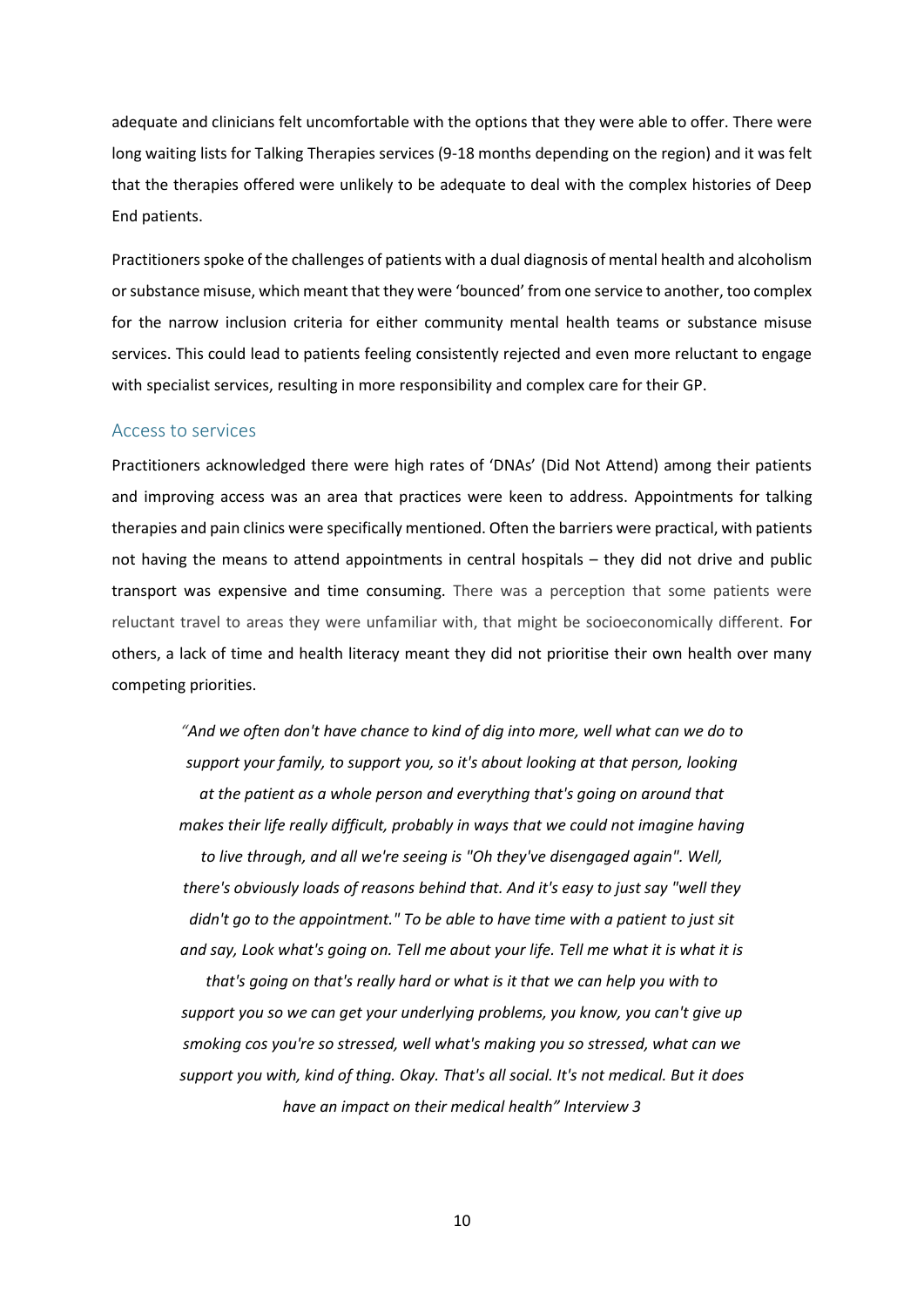adequate and clinicians felt uncomfortable with the options that they were able to offer. There were long waiting lists for Talking Therapies services (9-18 months depending on the region) and it was felt that the therapies offered were unlikely to be adequate to deal with the complex histories of Deep End patients.

Practitioners spoke of the challenges of patients with a dual diagnosis of mental health and alcoholism or substance misuse, which meant that they were 'bounced' from one service to another, too complex for the narrow inclusion criteria for either community mental health teams or substance misuse services. This could lead to patients feeling consistently rejected and even more reluctant to engage with specialist services, resulting in more responsibility and complex care for their GP.

## Access to services

Practitioners acknowledged there were high rates of 'DNAs' (Did Not Attend) among their patients and improving access was an area that practices were keen to address. Appointments for talking therapies and pain clinics were specifically mentioned. Often the barriers were practical, with patients not having the means to attend appointments in central hospitals – they did not drive and public transport was expensive and time consuming. There was a perception that some patients were reluctant travel to areas they were unfamiliar with, that might be socioeconomically different. For others, a lack of time and health literacy meant they did not prioritise their own health over many competing priorities.

> *"And we often don't have chance to kind of dig into more, well what can we do to support your family, to support you, so it's about looking at that person, looking at the patient as a whole person and everything that's going on around that makes their life really difficult, probably in ways that we could not imagine having to live through, and all we're seeing is "Oh they've disengaged again". Well, there's obviously loads of reasons behind that. And it's easy to just say "well they didn't go to the appointment." To be able to have time with a patient to just sit and say, Look what's going on. Tell me about your life. Tell me what it is what it is that's going on that's really hard or what is it that we can help you with to support you so we can get your underlying problems, you know, you can't give up smoking cos you're so stressed, well what's making you so stressed, what can we support you with, kind of thing. Okay. That's all social. It's not medical. But it does have an impact on their medical health" Interview 3*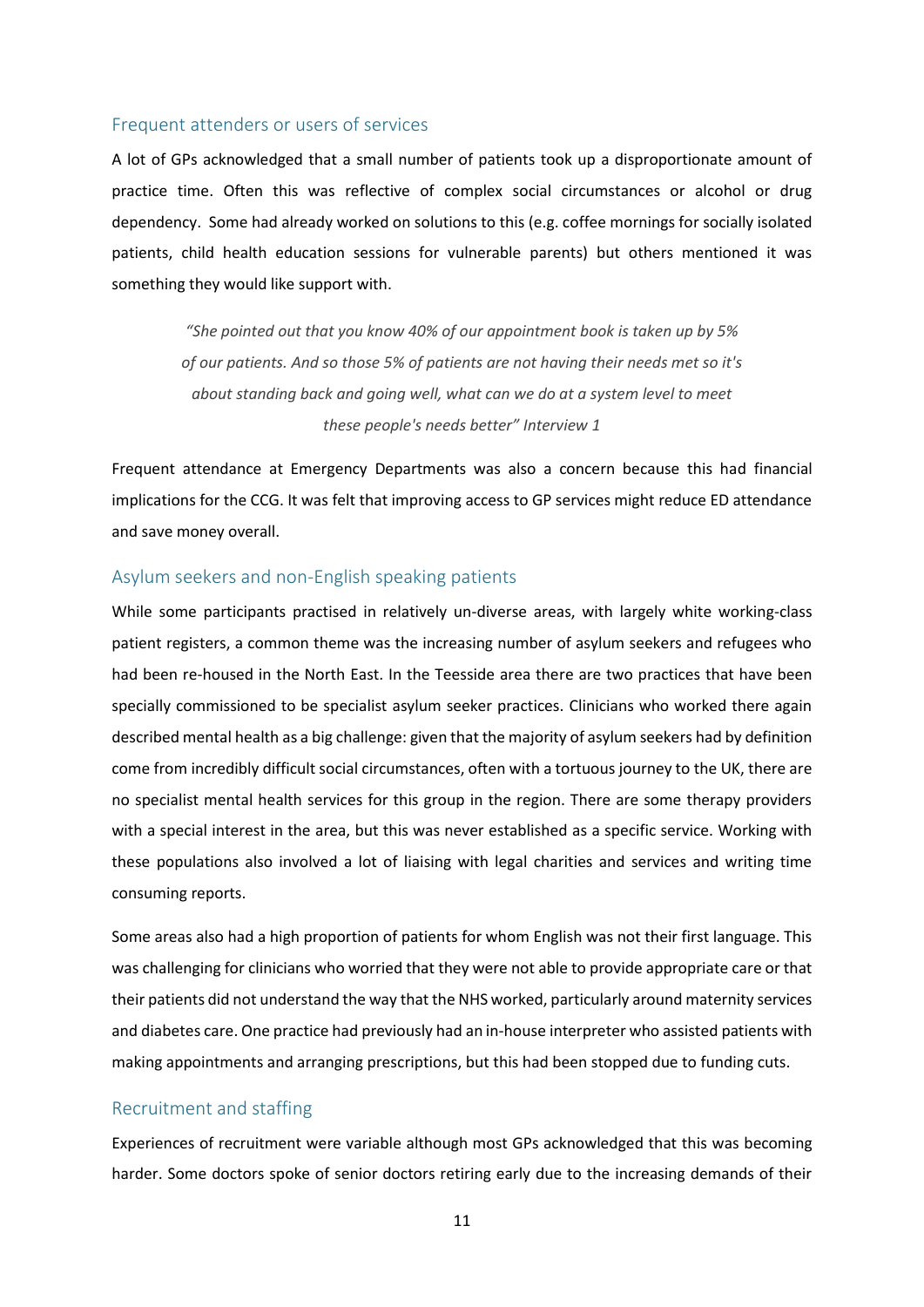### Frequent attenders or users of services

A lot of GPs acknowledged that a small number of patients took up a disproportionate amount of practice time. Often this was reflective of complex social circumstances or alcohol or drug dependency. Some had already worked on solutions to this (e.g. coffee mornings for socially isolated patients, child health education sessions for vulnerable parents) but others mentioned it was something they would like support with.

> *"She pointed out that you know 40% of our appointment book is taken up by 5% of our patients. And so those 5% of patients are not having their needs met so it's about standing back and going well, what can we do at a system level to meet these people's needs better" Interview 1*

Frequent attendance at Emergency Departments was also a concern because this had financial implications for the CCG. It was felt that improving access to GP services might reduce ED attendance and save money overall.

### Asylum seekers and non-English speaking patients

While some participants practised in relatively un-diverse areas, with largely white working-class patient registers, a common theme was the increasing number of asylum seekers and refugees who had been re-housed in the North East. In the Teesside area there are two practices that have been specially commissioned to be specialist asylum seeker practices. Clinicians who worked there again described mental health as a big challenge: given that the majority of asylum seekers had by definition come from incredibly difficult social circumstances, often with a tortuous journey to the UK, there are no specialist mental health services for this group in the region. There are some therapy providers with a special interest in the area, but this was never established as a specific service. Working with these populations also involved a lot of liaising with legal charities and services and writing time consuming reports.

Some areas also had a high proportion of patients for whom English was not their first language. This was challenging for clinicians who worried that they were not able to provide appropriate care or that their patients did not understand the way that the NHS worked, particularly around maternity services and diabetes care. One practice had previously had an in-house interpreter who assisted patients with making appointments and arranging prescriptions, but this had been stopped due to funding cuts.

### Recruitment and staffing

Experiences of recruitment were variable although most GPs acknowledged that this was becoming harder. Some doctors spoke of senior doctors retiring early due to the increasing demands of their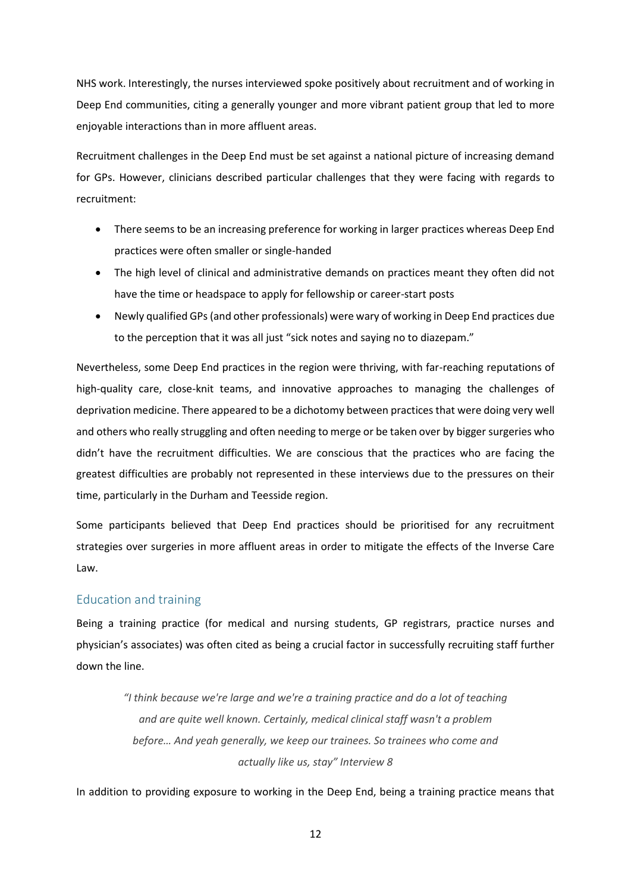NHS work. Interestingly, the nurses interviewed spoke positively about recruitment and of working in Deep End communities, citing a generally younger and more vibrant patient group that led to more enjoyable interactions than in more affluent areas.

Recruitment challenges in the Deep End must be set against a national picture of increasing demand for GPs. However, clinicians described particular challenges that they were facing with regards to recruitment:

- There seems to be an increasing preference for working in larger practices whereas Deep End practices were often smaller or single-handed
- The high level of clinical and administrative demands on practices meant they often did not have the time or headspace to apply for fellowship or career-start posts
- Newly qualified GPs (and other professionals) were wary of working in Deep End practices due to the perception that it was all just "sick notes and saying no to diazepam."

Nevertheless, some Deep End practices in the region were thriving, with far-reaching reputations of high-quality care, close-knit teams, and innovative approaches to managing the challenges of deprivation medicine. There appeared to be a dichotomy between practices that were doing very well and others who really struggling and often needing to merge or be taken over by bigger surgeries who didn't have the recruitment difficulties. We are conscious that the practices who are facing the greatest difficulties are probably not represented in these interviews due to the pressures on their time, particularly in the Durham and Teesside region.

Some participants believed that Deep End practices should be prioritised for any recruitment strategies over surgeries in more affluent areas in order to mitigate the effects of the Inverse Care Law.

## Education and training

Being a training practice (for medical and nursing students, GP registrars, practice nurses and physician's associates) was often cited as being a crucial factor in successfully recruiting staff further down the line.

> *"I think because we're large and we're a training practice and do a lot of teaching and are quite well known. Certainly, medical clinical staff wasn't a problem before… And yeah generally, we keep our trainees. So trainees who come and actually like us, stay" Interview 8*

In addition to providing exposure to working in the Deep End, being a training practice means that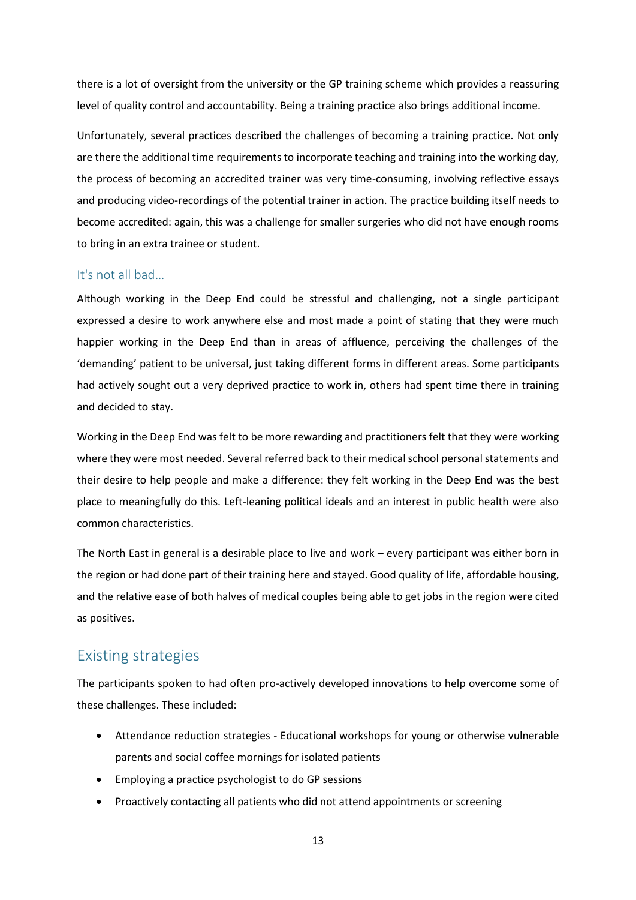there is a lot of oversight from the university or the GP training scheme which provides a reassuring level of quality control and accountability. Being a training practice also brings additional income.

Unfortunately, several practices described the challenges of becoming a training practice. Not only are there the additional time requirements to incorporate teaching and training into the working day, the process of becoming an accredited trainer was very time-consuming, involving reflective essays and producing video-recordings of the potential trainer in action. The practice building itself needs to become accredited: again, this was a challenge for smaller surgeries who did not have enough rooms to bring in an extra trainee or student.

### It's not all bad…

Although working in the Deep End could be stressful and challenging, not a single participant expressed a desire to work anywhere else and most made a point of stating that they were much happier working in the Deep End than in areas of affluence, perceiving the challenges of the 'demanding' patient to be universal, just taking different forms in different areas. Some participants had actively sought out a very deprived practice to work in, others had spent time there in training and decided to stay.

Working in the Deep End was felt to be more rewarding and practitioners felt that they were working where they were most needed. Several referred back to their medical school personal statements and their desire to help people and make a difference: they felt working in the Deep End was the best place to meaningfully do this. Left-leaning political ideals and an interest in public health were also common characteristics.

The North East in general is a desirable place to live and work – every participant was either born in the region or had done part of their training here and stayed. Good quality of life, affordable housing, and the relative ease of both halves of medical couples being able to get jobs in the region were cited as positives.

## Existing strategies

The participants spoken to had often pro-actively developed innovations to help overcome some of these challenges. These included:

- Attendance reduction strategies - Educational workshops for young or otherwise vulnerable parents and social coffee mornings for isolated patients
- Employing a practice psychologist to do GP sessions
- Proactively contacting all patients who did not attend appointments or screening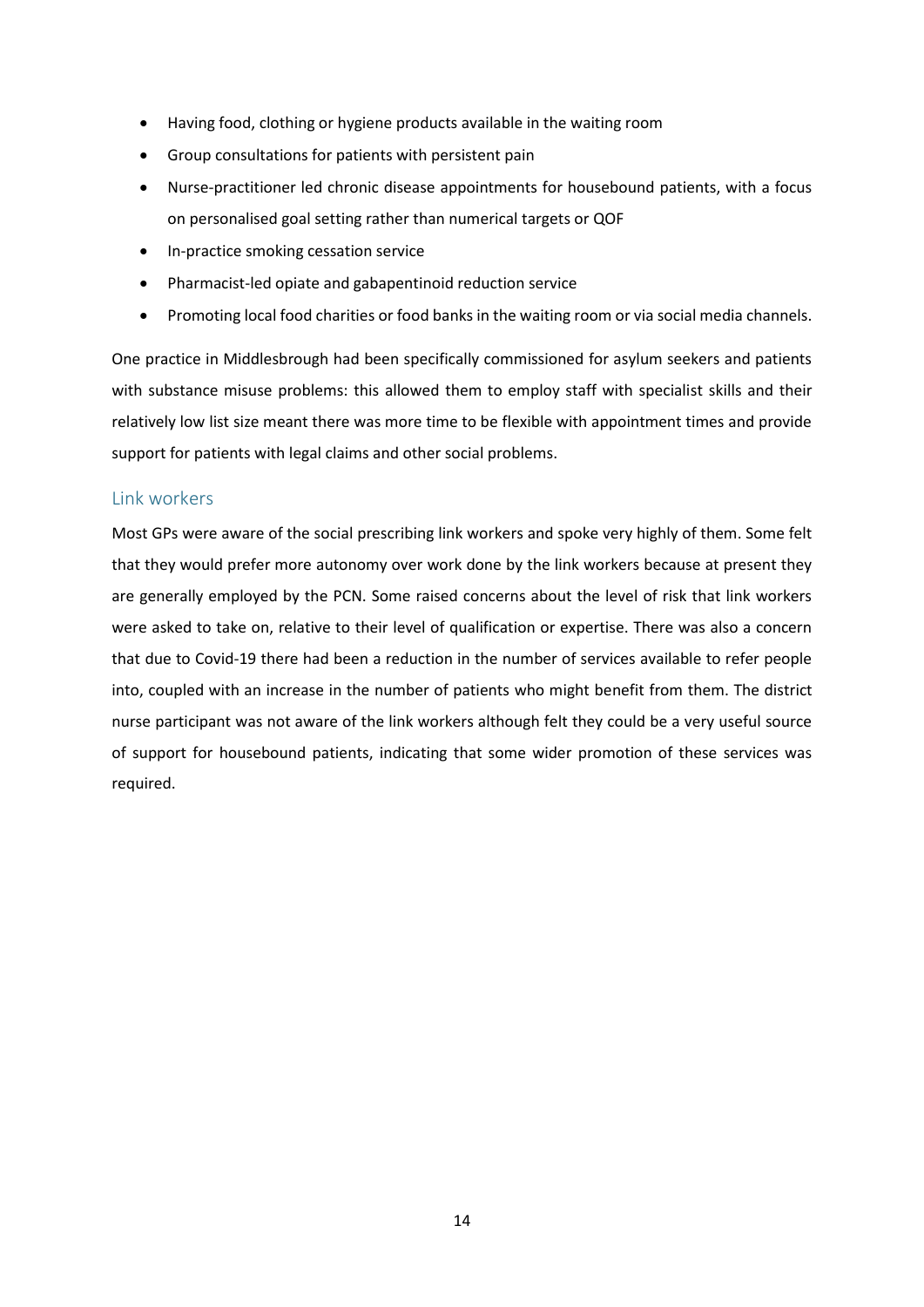- Having food, clothing or hygiene products available in the waiting room
- Group consultations for patients with persistent pain
- Nurse-practitioner led chronic disease appointments for housebound patients, with a focus on personalised goal setting rather than numerical targets or QOF
- In-practice smoking cessation service
- Pharmacist-led opiate and gabapentinoid reduction service
- Promoting local food charities or food banks in the waiting room or via social media channels.

One practice in Middlesbrough had been specifically commissioned for asylum seekers and patients with substance misuse problems: this allowed them to employ staff with specialist skills and their relatively low list size meant there was more time to be flexible with appointment times and provide support for patients with legal claims and other social problems.

## Link workers

Most GPs were aware of the social prescribing link workers and spoke very highly of them. Some felt that they would prefer more autonomy over work done by the link workers because at present they are generally employed by the PCN. Some raised concerns about the level of risk that link workers were asked to take on, relative to their level of qualification or expertise. There was also a concern that due to Covid-19 there had been a reduction in the number of services available to refer people into, coupled with an increase in the number of patients who might benefit from them. The district nurse participant was not aware of the link workers although felt they could be a very useful source of support for housebound patients, indicating that some wider promotion of these services was required.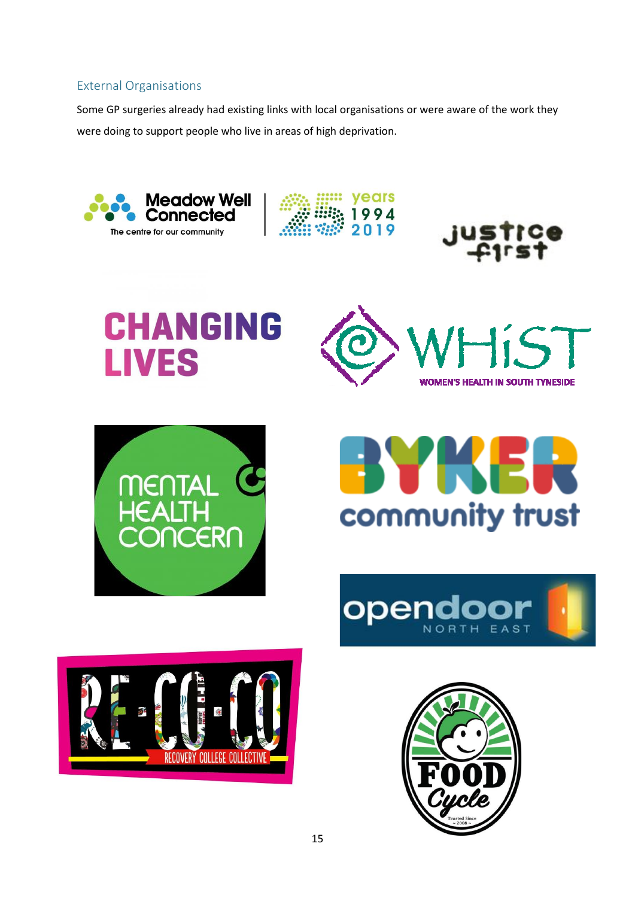## External Organisations

Some GP surgeries already had existing links with local organisations or were aware of the work they were doing to support people who live in areas of high deprivation.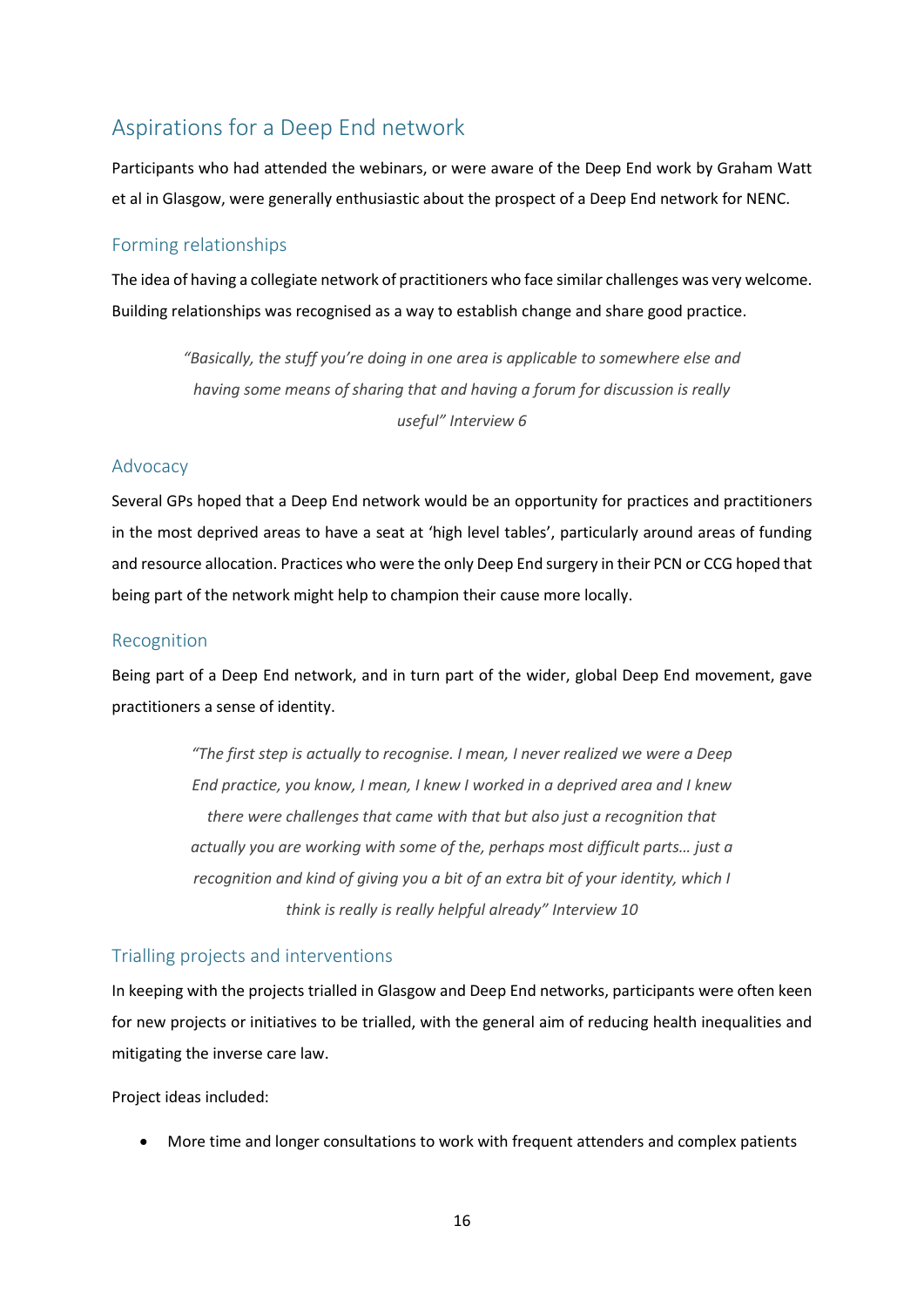## Aspirations for a Deep End network

Participants who had attended the webinars, or were aware of the Deep End work by Graham Watt et al in Glasgow, were generally enthusiastic about the prospect of a Deep End network for NENC.

### Forming relationships

The idea of having a collegiate network of practitioners who face similar challenges was very welcome. Building relationships was recognised as a way to establish change and share good practice.

> *"Basically, the stuff you're doing in one area is applicable to somewhere else and having some means of sharing that and having a forum for discussion is really useful" Interview 6*

### Advocacy

Several GPs hoped that a Deep End network would be an opportunity for practices and practitioners in the most deprived areas to have a seat at 'high level tables', particularly around areas of funding and resource allocation. Practices who were the only Deep End surgery in their PCN or CCG hoped that being part of the network might help to champion their cause more locally.

### Recognition

Being part of a Deep End network, and in turn part of the wider, global Deep End movement, gave practitioners a sense of identity.

> *"The first step is actually to recognise. I mean, I never realized we were a Deep End practice, you know, I mean, I knew I worked in a deprived area and I knew there were challenges that came with that but also just a recognition that actually you are working with some of the, perhaps most difficult parts… just a recognition and kind of giving you a bit of an extra bit of your identity, which I think is really is really helpful already" Interview 10*

### Trialling projects and interventions

In keeping with the projects trialled in Glasgow and Deep End networks, participants were often keen for new projects or initiatives to be trialled, with the general aim of reducing health inequalities and mitigating the inverse care law.

Project ideas included:

- More time and longer consultations to work with frequent attenders and complex patients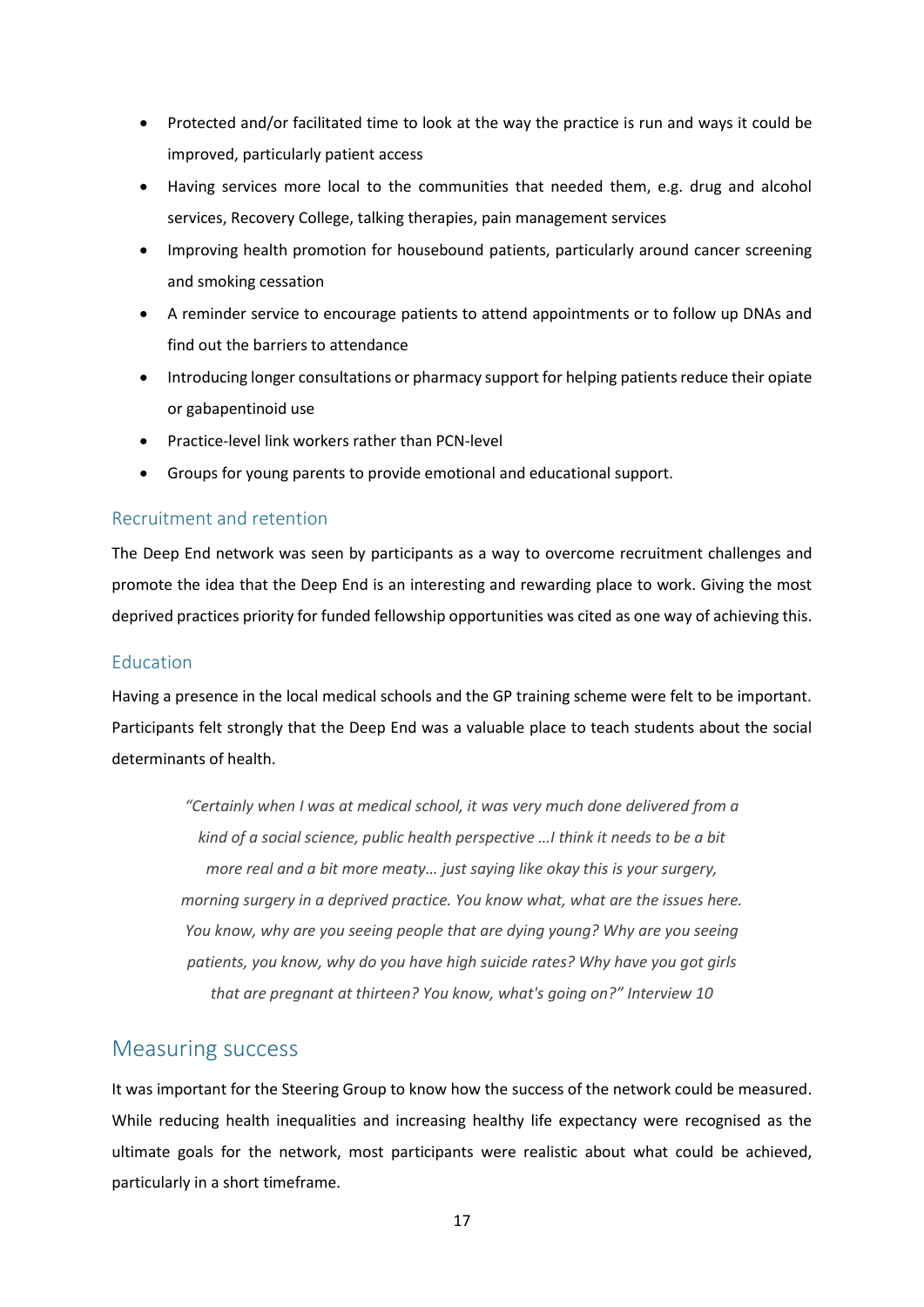- Protected and/or facilitated time to look at the way the practice is run and ways it could be improved, particularly patient access
- Having services more local to the communities that needed them, e.g. drug and alcohol services, Recovery College, talking therapies, pain management services
- Improving health promotion for housebound patients, particularly around cancer screening and smoking cessation
- A reminder service to encourage patients to attend appointments or to follow up DNAs and find out the barriers to attendance
- Introducing longer consultations or pharmacy support for helping patients reduce their opiate or gabapentinoid use
- Practice-level link workers rather than PCN-level
- Groups for young parents to provide emotional and educational support.

### Recruitment and retention

The Deep End network was seen by participants as a way to overcome recruitment challenges and promote the idea that the Deep End is an interesting and rewarding place to work. Giving the most deprived practices priority for funded fellowship opportunities was cited as one way of achieving this.

### Education

Having a presence in the local medical schools and the GP training scheme were felt to be important. Participants felt strongly that the Deep End was a valuable place to teach students about the social determinants of health.

> *"Certainly when I was at medical school, it was very much done delivered from a kind of a social science, public health perspective …I think it needs to be a bit more real and a bit more meaty… just saying like okay this is your surgery, morning surgery in a deprived practice. You know what, what are the issues here. You know, why are you seeing people that are dying young? Why are you seeing patients, you know, why do you have high suicide rates? Why have you got girls that are pregnant at thirteen? You know, what's going on?" Interview 10*

## Measuring success

It was important for the Steering Group to know how the success of the network could be measured. While reducing health inequalities and increasing healthy life expectancy were recognised as the ultimate goals for the network, most participants were realistic about what could be achieved, particularly in a short timeframe.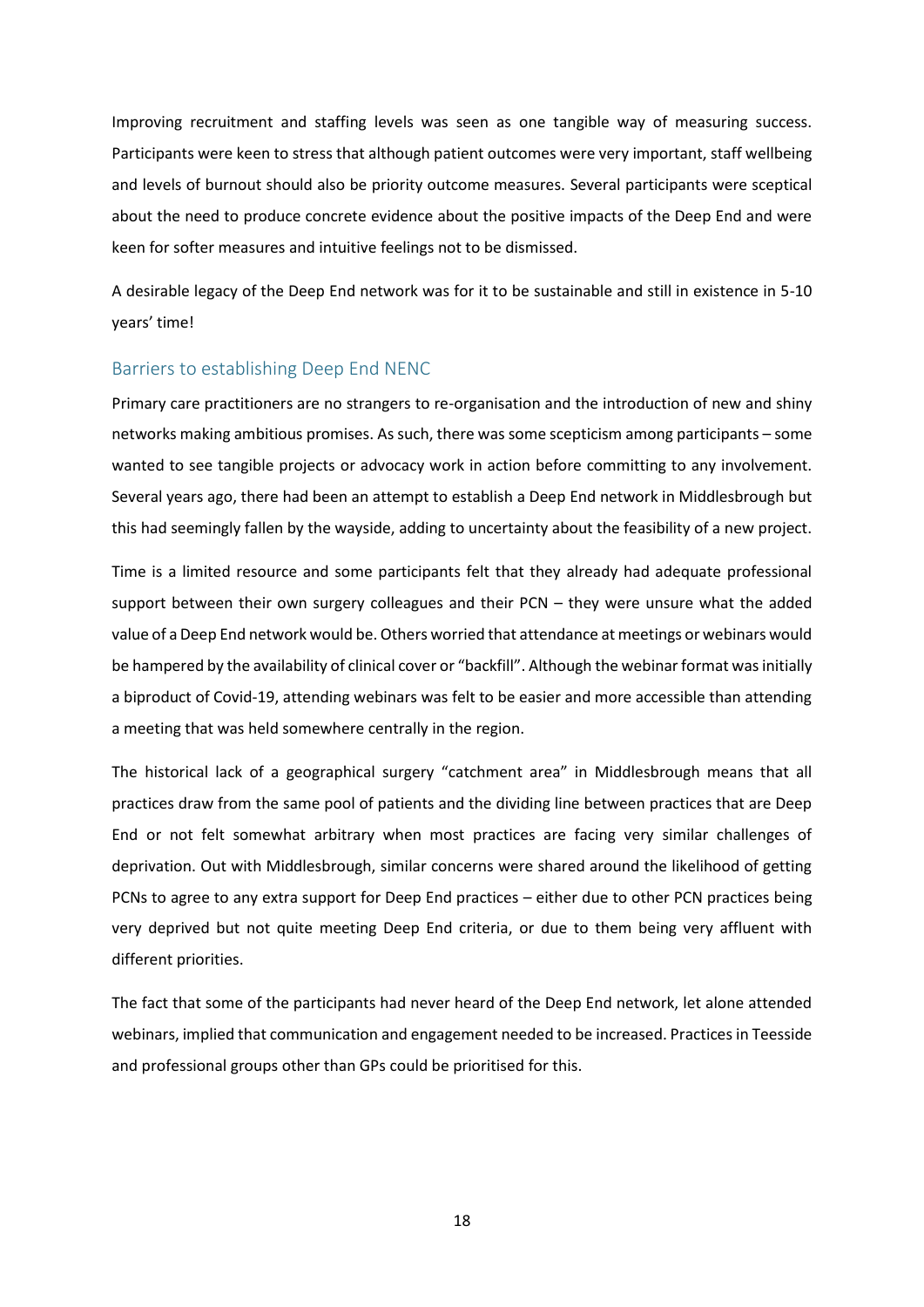Improving recruitment and staffing levels was seen as one tangible way of measuring success. Participants were keen to stress that although patient outcomes were very important, staff wellbeing and levels of burnout should also be priority outcome measures. Several participants were sceptical about the need to produce concrete evidence about the positive impacts of the Deep End and were keen for softer measures and intuitive feelings not to be dismissed.

A desirable legacy of the Deep End network was for it to be sustainable and still in existence in 5-10 years' time!

## Barriers to establishing Deep End NENC

Primary care practitioners are no strangers to re-organisation and the introduction of new and shiny networks making ambitious promises. As such, there was some scepticism among participants – some wanted to see tangible projects or advocacy work in action before committing to any involvement. Several years ago, there had been an attempt to establish a Deep End network in Middlesbrough but this had seemingly fallen by the wayside, adding to uncertainty about the feasibility of a new project.

Time is a limited resource and some participants felt that they already had adequate professional support between their own surgery colleagues and their PCN – they were unsure what the added value of a Deep End network would be. Others worried that attendance at meetings or webinars would be hampered by the availability of clinical cover or "backfill". Although the webinar format was initially a biproduct of Covid-19, attending webinars was felt to be easier and more accessible than attending a meeting that was held somewhere centrally in the region.

The historical lack of a geographical surgery "catchment area" in Middlesbrough means that all practices draw from the same pool of patients and the dividing line between practices that are Deep End or not felt somewhat arbitrary when most practices are facing very similar challenges of deprivation. Out with Middlesbrough, similar concerns were shared around the likelihood of getting PCNs to agree to any extra support for Deep End practices – either due to other PCN practices being very deprived but not quite meeting Deep End criteria, or due to them being very affluent with different priorities.

The fact that some of the participants had never heard of the Deep End network, let alone attended webinars, implied that communication and engagement needed to be increased. Practices in Teesside and professional groups other than GPs could be prioritised for this.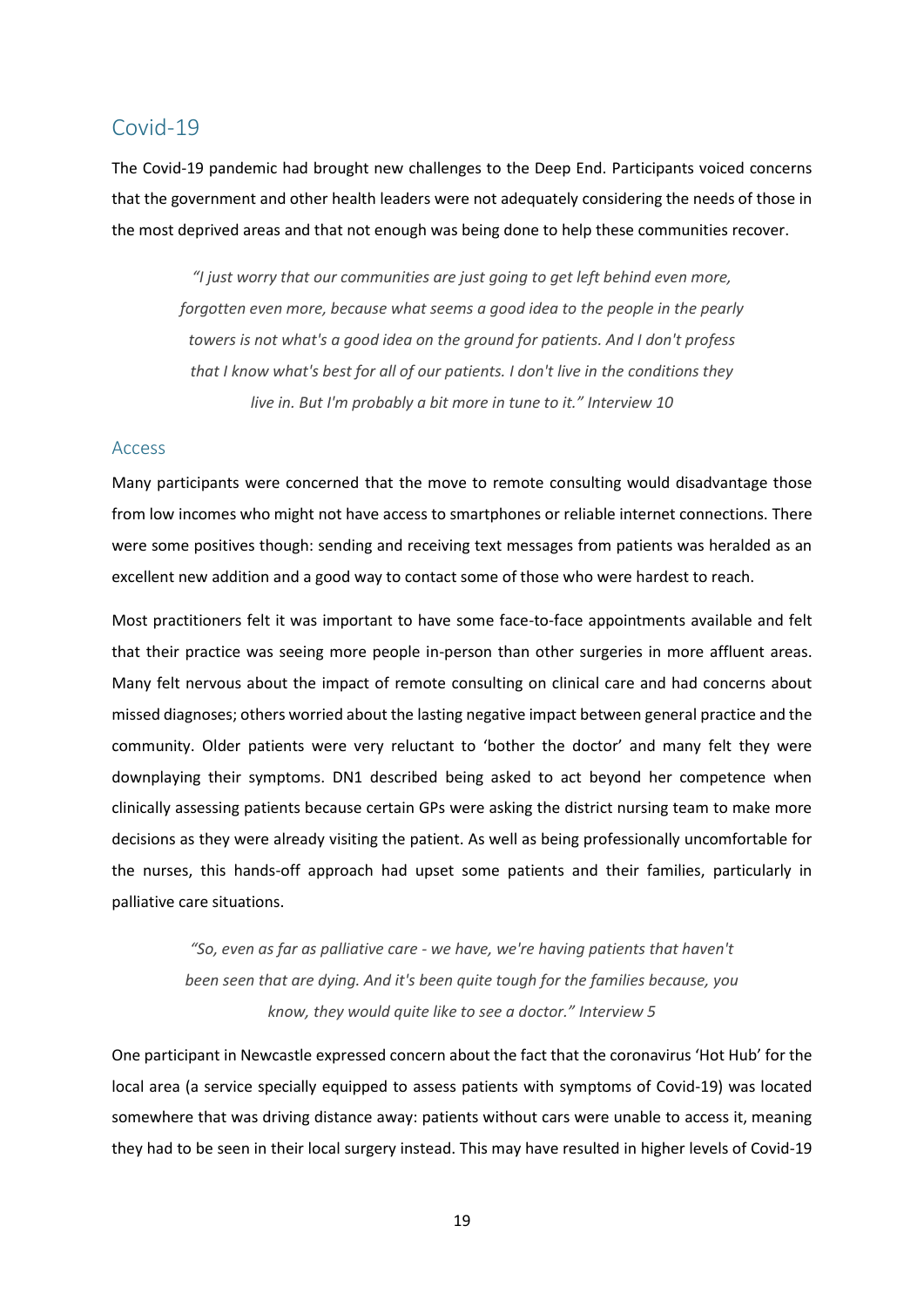## Covid-19

The Covid-19 pandemic had brought new challenges to the Deep End. Participants voiced concerns that the government and other health leaders were not adequately considering the needs of those in the most deprived areas and that not enough was being done to help these communities recover.

> *"I just worry that our communities are just going to get left behind even more, forgotten even more, because what seems a good idea to the people in the pearly towers is not what's a good idea on the ground for patients. And I don't profess that I know what's best for all of our patients. I don't live in the conditions they live in. But I'm probably a bit more in tune to it." Interview 10*

### Access

Many participants were concerned that the move to remote consulting would disadvantage those from low incomes who might not have access to smartphones or reliable internet connections. There were some positives though: sending and receiving text messages from patients was heralded as an excellent new addition and a good way to contact some of those who were hardest to reach.

Most practitioners felt it was important to have some face-to-face appointments available and felt that their practice was seeing more people in-person than other surgeries in more affluent areas. Many felt nervous about the impact of remote consulting on clinical care and had concerns about missed diagnoses; others worried about the lasting negative impact between general practice and the community. Older patients were very reluctant to 'bother the doctor' and many felt they were downplaying their symptoms. DN1 described being asked to act beyond her competence when clinically assessing patients because certain GPs were asking the district nursing team to make more decisions as they were already visiting the patient. As well as being professionally uncomfortable for the nurses, this hands-off approach had upset some patients and their families, particularly in palliative care situations.

> *"So, even as far as palliative care - we have, we're having patients that haven't been seen that are dying. And it's been quite tough for the families because, you know, they would quite like to see a doctor." Interview 5*

One participant in Newcastle expressed concern about the fact that the coronavirus 'Hot Hub' for the local area (a service specially equipped to assess patients with symptoms of Covid-19) was located somewhere that was driving distance away: patients without cars were unable to access it, meaning they had to be seen in their local surgery instead. This may have resulted in higher levels of Covid-19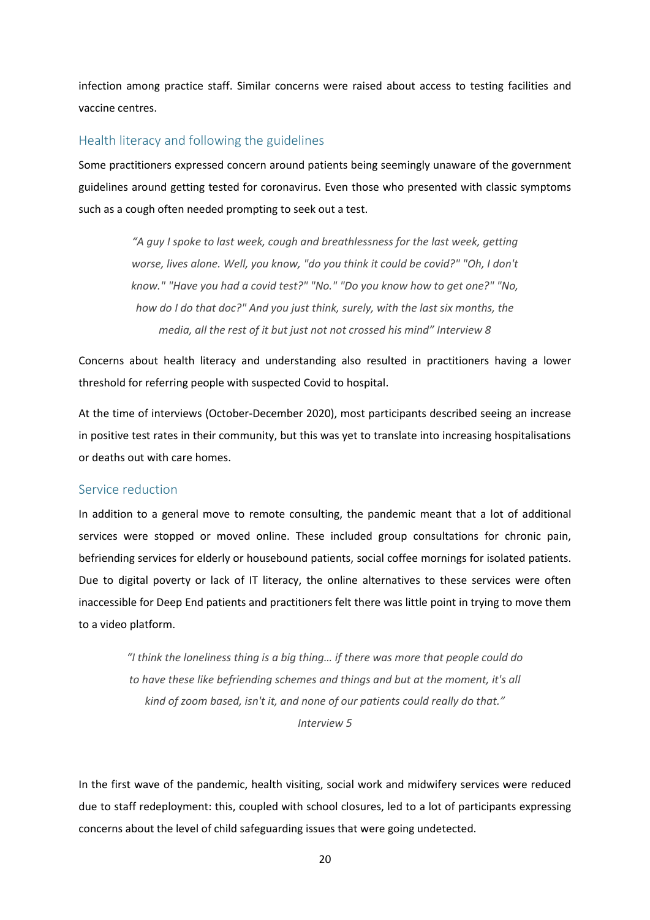infection among practice staff. Similar concerns were raised about access to testing facilities and vaccine centres.

### Health literacy and following the guidelines

Some practitioners expressed concern around patients being seemingly unaware of the government guidelines around getting tested for coronavirus. Even those who presented with classic symptoms such as a cough often needed prompting to seek out a test.

> *"A guy I spoke to last week, cough and breathlessness for the last week, getting worse, lives alone. Well, you know, "do you think it could be covid?" "Oh, I don't know." "Have you had a covid test?" "No." "Do you know how to get one?" "No, how do I do that doc?" And you just think, surely, with the last six months, the media, all the rest of it but just not crossed his mind" Interview 8*

Concerns about health literacy and understanding also resulted in practitioners having a lower threshold for referring people with suspected Covid to hospital.

At the time of interviews (October-December 2020), most participants described seeing an increase in positive test rates in their community, but this was yet to translate into increasing hospitalisations or deaths out with care homes.

### Service reduction

In addition to a general move to remote consulting, the pandemic meant that a lot of additional services were stopped or moved online. These included group consultations for chronic pain, befriending services for elderly or housebound patients, social coffee mornings for isolated patients. Due to digital poverty or lack of IT literacy, the online alternatives to these services were often inaccessible for Deep End patients and practitioners felt there was little point in trying to move them to a video platform.

> *"I think the loneliness thing is a big thing… if there was more that people could do to have these like befriending schemes and things and but at the moment, it's all kind of zoom based, isn't it, and none of our patients could really do that."*
> *Interview 5*

In the first wave of the pandemic, health visiting, social work and midwifery services were reduced due to staff redeployment: this, coupled with school closures, led to a lot of participants expressing concerns about the level of child safeguarding issues that were going undetected.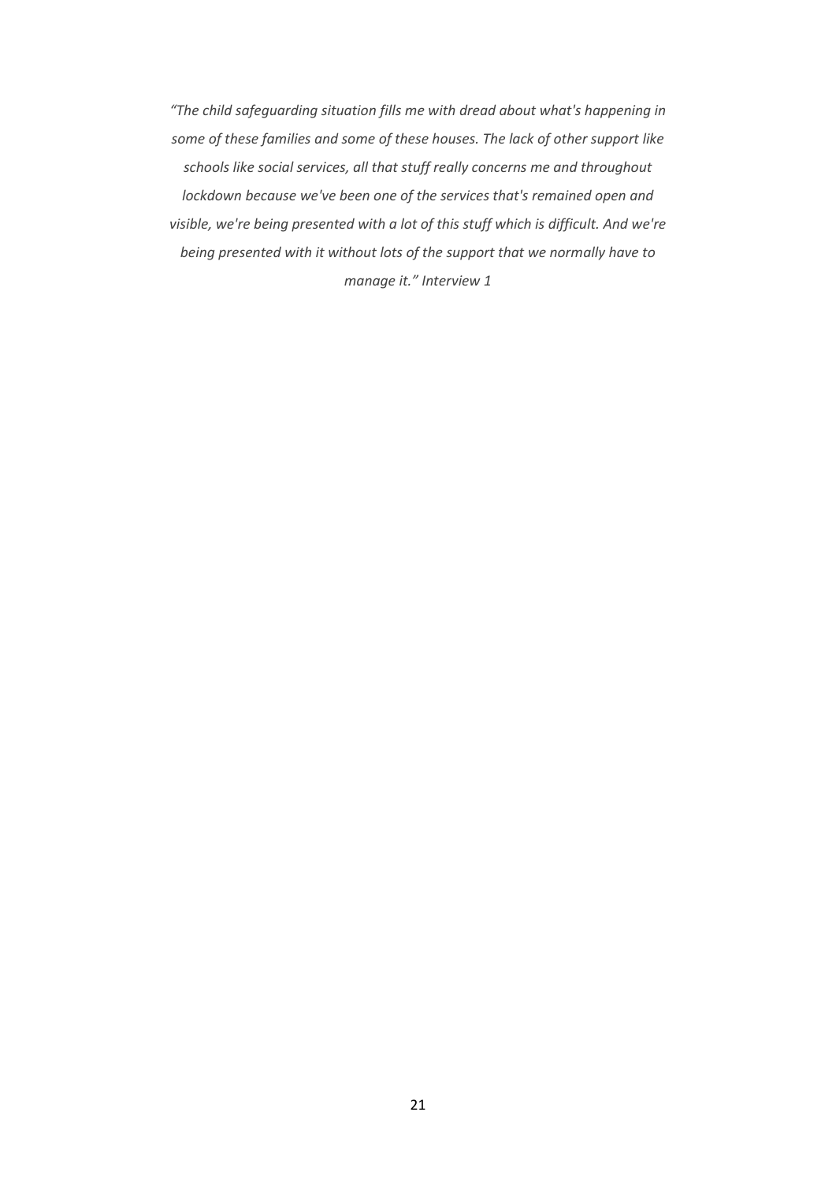*"The child safeguarding situation fills me with dread about what's happening in some of these families and some of these houses. The lack of other support like schools like social services, all that stuff really concerns me and throughout lockdown because we've been one of the services that's remained open and visible, we're being presented with a lot of this stuff which is difficult. And we're being presented with it without lots of the support that we normally have to manage it." Interview 1*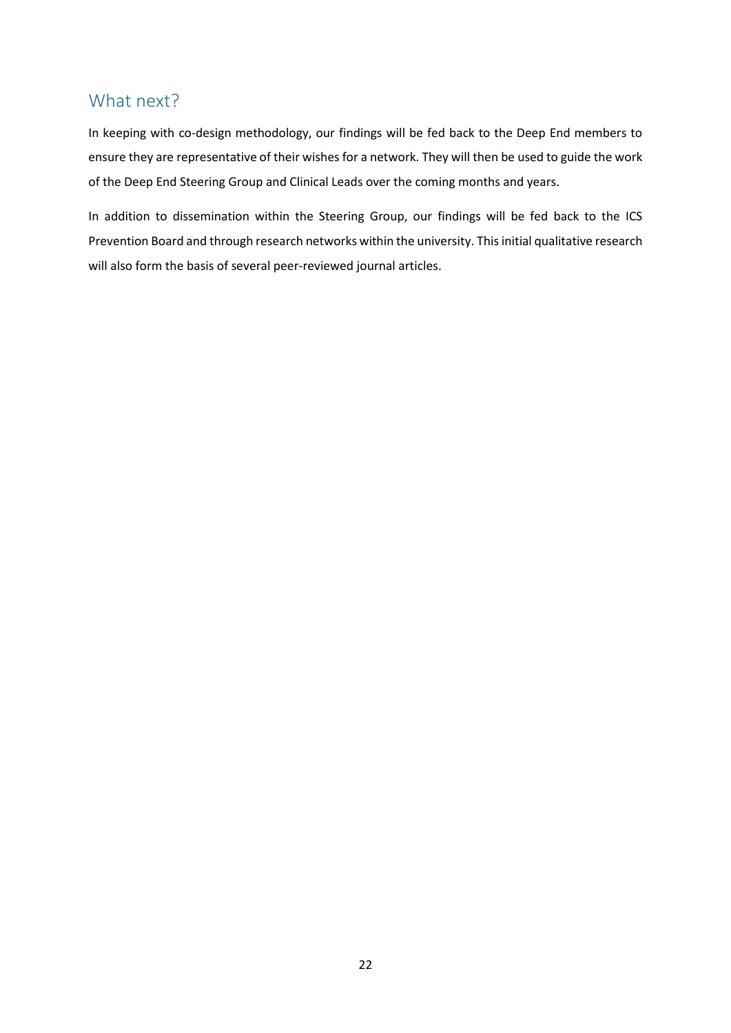## What next?

In keeping with co-design methodology, our findings will be fed back to the Deep End members to ensure they are representative of their wishes for a network. They will then be used to guide the work of the Deep End Steering Group and Clinical Leads over the coming months and years.

In addition to dissemination within the Steering Group, our findings will be fed back to the ICS Prevention Board and through research networks within the university. This initial qualitative research will also form the basis of several peer-reviewed journal articles.